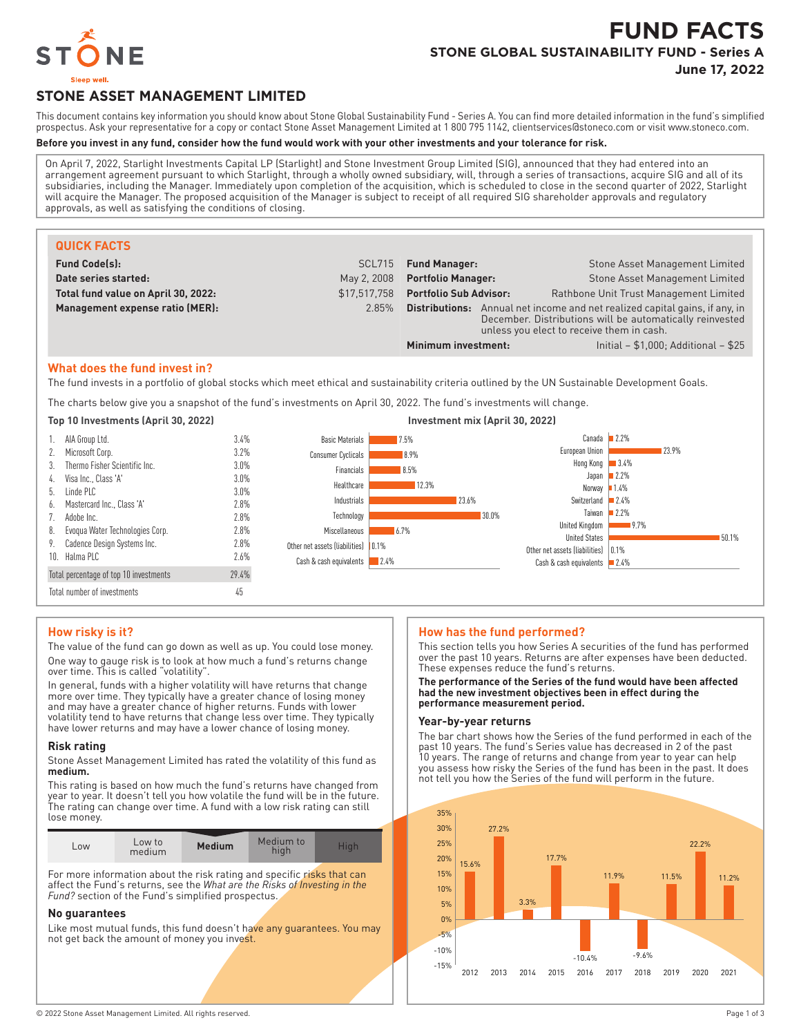# FUND FACTS

## STONE GLOBAL SUSTAINABILITY FUND - Series A

**June 17, 2022**

STONE

Sleep well.

## STONE ASSET MANAGEMENT LIMITED

This document contains key information you should know about Stone Global Sustainability Fund - Series A. You can find more detailed information in the fund's simplified prospectus. Ask your representative for a copy or contact Stone Asset Management Limited at 1 800 795 1142, clientservices@stoneco.com or visit www.stoneco.com.

**Before you invest in any fund, consider how the fund would work with your other investments and your tolerance for risk.**

On April 7, 2022, Starlight Investments Capital LP (Starlight) and Stone Investment Group Limited (SIG), announced that they had entered into an arrangement agreement pursuant to which Starlight, through a wholly owned subsidiary, will, through a series of transactions, acquire SIG and all of its subsidiaries, including the Manager. Immediately upon completion of the acquisition, which is scheduled to close in the second quarter of 2022, Starlight will acquire the Manager. The proposed acquisition of the Manager is subject to receipt of all required SIG shareholder approvals and regulatory approvals, as well as satisfying the conditions of closing.

### QUICK FACTS

| | | | |
|---|---|---|---|
| **Fund Code(s):** | SCL715 | **Fund Manager:** | Stone Asset Management Limited |
| **Date series started:** | May 2, 2008 | **Portfolio Manager:** | Stone Asset Management Limited |
| **Total fund value on April 30, 2022:** | $17,517,758 | **Portfolio Sub Advisor:** | Rathbone Unit Trust Management Limited |
| **Management expense ratio (MER):** | 2.85% | **Distributions:** | Annual net income and net realized capital gains, if any, in December. Distributions will be automatically reinvested unless you elect to receive them in cash. |
| | | **Minimum investment:** | Initial – $1,000; Additional – $25 |

### What does the fund invest in?

The fund invests in a portfolio of global stocks which meet ethical and sustainability criteria outlined by the UN Sustainable Development Goals.

The charts below give you a snapshot of the fund's investments on April 30, 2022. The fund's investments will change.

**Top 10 Investments (April 30, 2022)**

| | |
|---|---|
| 1. AIA Group Ltd. | 3.4% |
| 2. Microsoft Corp. | 3.2% |
| 3. Thermo Fisher Scientific Inc. | 3.0% |
| 4. Visa Inc., Class 'A' | 3.0% |
| 5. Linde PLC | 3.0% |
| 6. Mastercard Inc., Class 'A' | 2.8% |
| 7. Adobe Inc. | 2.8% |
| 8. Evoqua Water Technologies Corp. | 2.8% |
| 9. Cadence Design Systems Inc. | 2.8% |
| 10. Halma PLC | 2.6% |
| Total percentage of top 10 investments | 29.4% |
| Total number of investments | 45 |

**Investment mix (April 30, 2022)**

| Sector | % |
|---|---|
| Basic Materials | 7.5% |
| Consumer Cyclicals | 8.9% |
| Financials | 8.5% |
| Healthcare | 12.3% |
| Industrials | 23.6% |
| Technology | 30.0% |
| Miscellaneous | 6.7% |
| Other net assets (liabilities) | 0.1% |
| Cash & cash equivalents | 2.4% |

| Country | % |
|---|---|
| Canada | 2.2% |
| European Union | 23.9% |
| Hong Kong | 3.4% |
| Japan | 2.2% |
| Norway | 1.4% |
| Switzerland | 2.4% |
| Taiwan | 2.2% |
| United Kingdom | 9.7% |
| United States | 50.1% |
| Other net assets (liabilities) | 0.1% |
| Cash & cash equivalents | 2.4% |

### How risky is it?

The value of the fund can go down as well as up. You could lose money.

One way to gauge risk is to look at how much a fund's returns change over time. This is called "volatility".

In general, funds with a higher volatility will have returns that change more over time. They typically have a greater chance of losing money and may have a greater chance of higher returns. Funds with lower volatility tend to have returns that change less over time. They typically have lower returns and may have a lower chance of losing money.

#### Risk rating

Stone Asset Management Limited has rated the volatility of this fund as **medium.**

This rating is based on how much the fund's returns have changed from year to year. It doesn't tell you how volatile the fund will be in the future. The rating can change over time. A fund with a low risk rating can still lose money.

| Low | Low to medium | **Medium** | Medium to high | High |
|---|---|---|---|---|

For more information about the risk rating and specific risks that can affect the Fund's returns, see the *What are the Risks of Investing in the Fund?* section of the Fund's simplified prospectus.

#### No guarantees

Like most mutual funds, this fund doesn't have any guarantees. You may not get back the amount of money you invest.

### How has the fund performed?

This section tells you how Series A securities of the fund has performed over the past 10 years. Returns are after expenses have been deducted. These expenses reduce the fund's returns.

**The performance of the Series of the fund would have been affected had the new investment objectives been in effect during the performance measurement period.**

#### Year-by-year returns

The bar chart shows how the Series of the fund performed in each of the past 10 years. The fund's Series value has decreased in 2 of the past 10 years. The range of returns and change from year to year can help you assess how risky the Series of the fund has been in the past. It does not tell you how the Series of the fund will perform in the future.

| Year | 2012 | 2013 | 2014 | 2015 | 2016 | 2017 | 2018 | 2019 | 2020 | 2021 |
|---|---|---|---|---|---|---|---|---|---|---|
| Return | 15.6% | 27.2% | 3.3% | 17.7% | -10.4% | 11.9% | -9.6% | 11.5% | 22.2% | 11.2% |

© 2022 Stone Asset Management Limited. All rights reserved.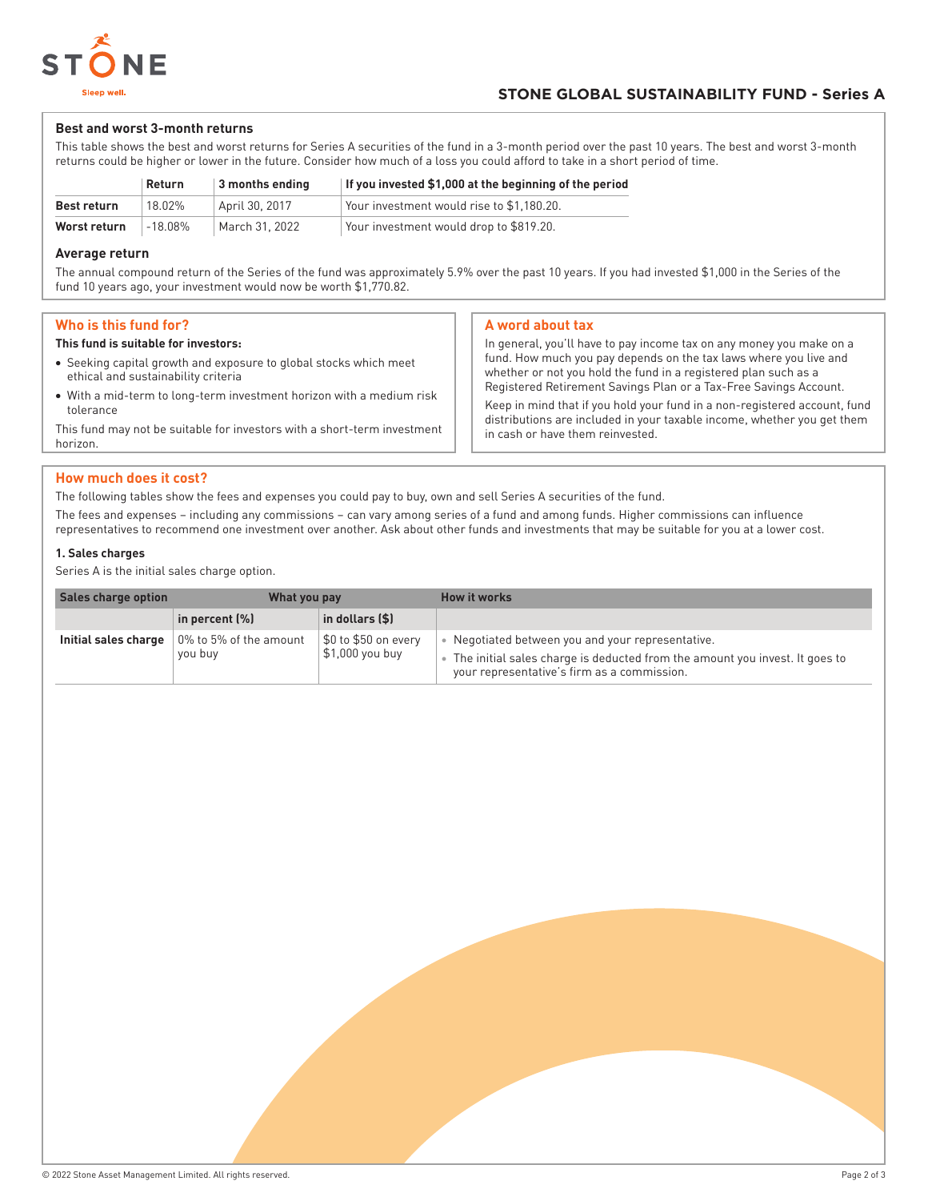## STONE GLOBAL SUSTAINABILITY FUND - Series A

### Best and worst 3-month returns

This table shows the best and worst returns for Series A securities of the fund in a 3-month period over the past 10 years. The best and worst 3-month returns could be higher or lower in the future. Consider how much of a loss you could afford to take in a short period of time.

| | Return | 3 months ending | If you invested $1,000 at the beginning of the period |
|---|---|---|---|
| **Best return** | 18.02% | April 30, 2017 | Your investment would rise to $1,180.20. |
| **Worst return** | -18.08% | March 31, 2022 | Your investment would drop to $819.20. |

### Average return

The annual compound return of the Series of the fund was approximately 5.9% over the past 10 years. If you had invested $1,000 in the Series of the fund 10 years ago, your investment would now be worth $1,770.82.

## Who is this fund for?

**This fund is suitable for investors:**

- Seeking capital growth and exposure to global stocks which meet ethical and sustainability criteria
- With a mid-term to long-term investment horizon with a medium risk tolerance

This fund may not be suitable for investors with a short-term investment horizon.

## A word about tax

In general, you'll have to pay income tax on any money you make on a fund. How much you pay depends on the tax laws where you live and whether or not you hold the fund in a registered plan such as a Registered Retirement Savings Plan or a Tax-Free Savings Account.

Keep in mind that if you hold your fund in a non-registered account, fund distributions are included in your taxable income, whether you get them in cash or have them reinvested.

## How much does it cost?

The following tables show the fees and expenses you could pay to buy, own and sell Series A securities of the fund.

The fees and expenses – including any commissions – can vary among series of a fund and among funds. Higher commissions can influence representatives to recommend one investment over another. Ask about other funds and investments that may be suitable for you at a lower cost.

### 1. Sales charges

Series A is the initial sales charge option.

| Sales charge option | What you pay | | How it works |
|---|---|---|---|
| | in percent (%) | in dollars ($) | |
| **Initial sales charge** | 0% to 5% of the amount you buy | $0 to $50 on every $1,000 you buy | • Negotiated between you and your representative.<br>• The initial sales charge is deducted from the amount you invest. It goes to your representative's firm as a commission. |

© 2022 Stone Asset Management Limited. All rights reserved.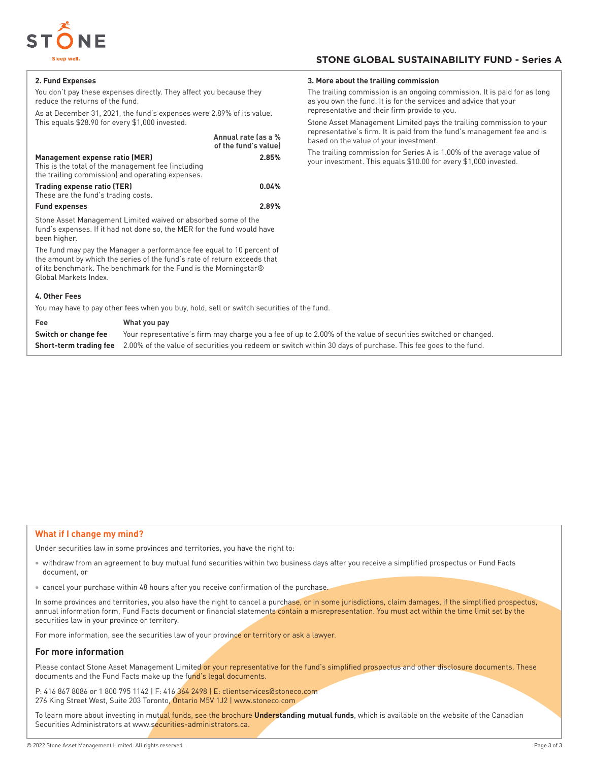## STONE GLOBAL SUSTAINABILITY FUND - Series A

### 2. Fund Expenses

You don't pay these expenses directly. They affect you because they reduce the returns of the fund.

As at December 31, 2021, the fund's expenses were 2.89% of its value. This equals $28.90 for every $1,000 invested.

| | Annual rate (as a % of the fund's value) |
|---|---|
| **Management expense ratio (MER)**<br>This is the total of the management fee (including the trailing commission) and operating expenses. | **2.85%** |
| **Trading expense ratio (TER)**<br>These are the fund's trading costs. | **0.04%** |
| **Fund expenses** | **2.89%** |

Stone Asset Management Limited waived or absorbed some of the fund's expenses. If it had not done so, the MER for the fund would have been higher.

The fund may pay the Manager a performance fee equal to 10 percent of the amount by which the series of the fund's rate of return exceeds that of its benchmark. The benchmark for the Fund is the Morningstar® Global Markets Index.

### 3. More about the trailing commission

The trailing commission is an ongoing commission. It is paid for as long as you own the fund. It is for the services and advice that your representative and their firm provide to you.

Stone Asset Management Limited pays the trailing commission to your representative's firm. It is paid from the fund's management fee and is based on the value of your investment.

The trailing commission for Series A is 1.00% of the average value of your investment. This equals $10.00 for every $1,000 invested.

### 4. Other Fees

You may have to pay other fees when you buy, hold, sell or switch securities of the fund.

| Fee | What you pay |
|---|---|
| **Switch or change fee** | Your representative's firm may charge you a fee of up to 2.00% of the value of securities switched or changed. |
| **Short-term trading fee** | 2.00% of the value of securities you redeem or switch within 30 days of purchase. This fee goes to the fund. |

## What if I change my mind?

Under securities law in some provinces and territories, you have the right to:

- withdraw from an agreement to buy mutual fund securities within two business days after you receive a simplified prospectus or Fund Facts document, or
- cancel your purchase within 48 hours after you receive confirmation of the purchase.

In some provinces and territories, you also have the right to cancel a purchase, or in some jurisdictions, claim damages, if the simplified prospectus, annual information form, Fund Facts document or financial statements contain a misrepresentation. You must act within the time limit set by the securities law in your province or territory.

For more information, see the securities law of your province or territory or ask a lawyer.

## For more information

Please contact Stone Asset Management Limited or your representative for the fund's simplified prospectus and other disclosure documents. These documents and the Fund Facts make up the fund's legal documents.

P: 416 867 8086 or 1 800 795 1142 | F: 416 364 2498 | E: clientservices@stoneco.com
276 King Street West, Suite 203 Toronto, Ontario M5V 1J2 | www.stoneco.com

To learn more about investing in mutual funds, see the brochure **Understanding mutual funds**, which is available on the website of the Canadian Securities Administrators at www.securities-administrators.ca.

© 2022 Stone Asset Management Limited. All rights reserved.